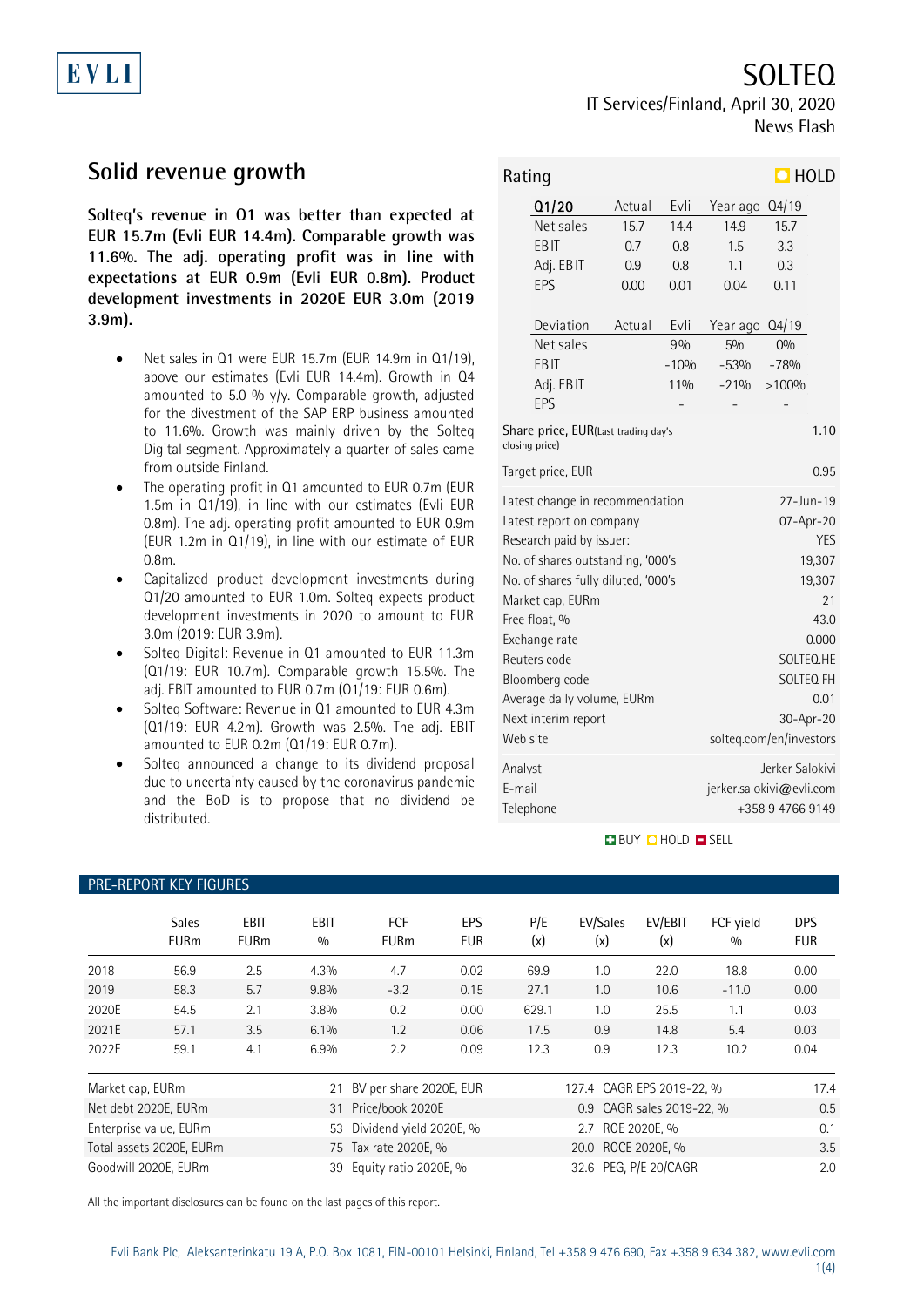EVLI

# SOLTEQ

IT Services/Finland, April 30, 2020
News Flash

## Solid revenue growth

**Solteq's revenue in Q1 was better than expected at EUR 15.7m (Evli EUR 14.4m). Comparable growth was 11.6%. The adj. operating profit was in line with expectations at EUR 0.9m (Evli EUR 0.8m). Product development investments in 2020E EUR 3.0m (2019 3.9m).**

- Net sales in Q1 were EUR 15.7m (EUR 14.9m in Q1/19), above our estimates (Evli EUR 14.4m). Growth in Q4 amounted to 5.0 % y/y. Comparable growth, adjusted for the divestment of the SAP ERP business amounted to 11.6%. Growth was mainly driven by the Solteq Digital segment. Approximately a quarter of sales came from outside Finland.
- The operating profit in Q1 amounted to EUR 0.7m (EUR 1.5m in Q1/19), in line with our estimates (Evli EUR 0.8m). The adj. operating profit amounted to EUR 0.9m (EUR 1.2m in Q1/19), in line with our estimate of EUR 0.8m.
- Capitalized product development investments during Q1/20 amounted to EUR 1.0m. Solteq expects product development investments in 2020 to amount to EUR 3.0m (2019: EUR 3.9m).
- Solteq Digital: Revenue in Q1 amounted to EUR 11.3m (Q1/19: EUR 10.7m). Comparable growth 15.5%. The adj. EBIT amounted to EUR 0.7m (Q1/19: EUR 0.6m).
- Solteq Software: Revenue in Q1 amounted to EUR 4.3m (Q1/19: EUR 4.2m). Growth was 2.5%. The adj. EBIT amounted to EUR 0.2m (Q1/19: EUR 0.7m).
- Solteq announced a change to its dividend proposal due to uncertainty caused by the coronavirus pandemic and the BoD is to propose that no dividend be distributed.

**Rating: HOLD**

| Q1/20 | Actual | Evli | Year ago | Q4/19 |
|---|---|---|---|---|
| Net sales | 15.7 | 14.4 | 14.9 | 15.7 |
| EBIT | 0.7 | 0.8 | 1.5 | 3.3 |
| Adj. EBIT | 0.9 | 0.8 | 1.1 | 0.3 |
| EPS | 0.00 | 0.01 | 0.04 | 0.11 |

| Deviation | Actual | Evli | Year ago | Q4/19 |
|---|---|---|---|---|
| Net sales | | 9% | 5% | 0% |
| EBIT | | -10% | -53% | -78% |
| Adj. EBIT | | 11% | -21% | >100% |
| EPS | | - | - | - |

| | |
|---|---|
| Share price, EUR (Last trading day's closing price) | 1.10 |
| Target price, EUR | 0.95 |
| Latest change in recommendation | 27-Jun-19 |
| Latest report on company | 07-Apr-20 |
| Research paid by issuer: | YES |
| No. of shares outstanding, '000's | 19,307 |
| No. of shares fully diluted, '000's | 19,307 |
| Market cap, EURm | 21 |
| Free float, % | 43.0 |
| Exchange rate | 0.000 |
| Reuters code | SOLTEQ.HE |
| Bloomberg code | SOLTEQ FH |
| Average daily volume, EURm | 0.01 |
| Next interim report | 30-Apr-20 |
| Web site | solteq.com/en/investors |
| Analyst | Jerker Salokivi |
| E-mail | jerker.salokivi@evli.com |
| Telephone | +358 9 4766 9149 |

BUY HOLD SELL

### PRE-REPORT KEY FIGURES

| | Sales EURm | EBIT EURm | EBIT % | FCF EURm | EPS EUR | P/E (x) | EV/Sales (x) | EV/EBIT (x) | FCF yield % | DPS EUR |
|---|---|---|---|---|---|---|---|---|---|---|
| 2018 | 56.9 | 2.5 | 4.3% | 4.7 | 0.02 | 69.9 | 1.0 | 22.0 | 18.8 | 0.00 |
| 2019 | 58.3 | 5.7 | 9.8% | -3.2 | 0.15 | 27.1 | 1.0 | 10.6 | -11.0 | 0.00 |
| 2020E | 54.5 | 2.1 | 3.8% | 0.2 | 0.00 | 629.1 | 1.0 | 25.5 | 1.1 | 0.03 |
| 2021E | 57.1 | 3.5 | 6.1% | 1.2 | 0.06 | 17.5 | 0.9 | 14.8 | 5.4 | 0.03 |
| 2022E | 59.1 | 4.1 | 6.9% | 2.2 | 0.09 | 12.3 | 0.9 | 12.3 | 10.2 | 0.04 |

| | | | | | |
|---|---|---|---|---|---|
| Market cap, EURm | 21 | BV per share 2020E, EUR | 127.4 | CAGR EPS 2019-22, % | 17.4 |
| Net debt 2020E, EURm | 31 | Price/book 2020E | 0.9 | CAGR sales 2019-22, % | 0.5 |
| Enterprise value, EURm | 53 | Dividend yield 2020E, % | 2.7 | ROE 2020E, % | 0.1 |
| Total assets 2020E, EURm | 75 | Tax rate 2020E, % | 20.0 | ROCE 2020E, % | 3.5 |
| Goodwill 2020E, EURm | 39 | Equity ratio 2020E, % | 32.6 | PEG, P/E 20/CAGR | 2.0 |

All the important disclosures can be found on the last pages of this report.

Evli Bank Plc, Aleksanterinkatu 19 A, P.O. Box 1081, FIN-00101 Helsinki, Finland, Tel +358 9 476 690, Fax +358 9 634 382, www.evli.com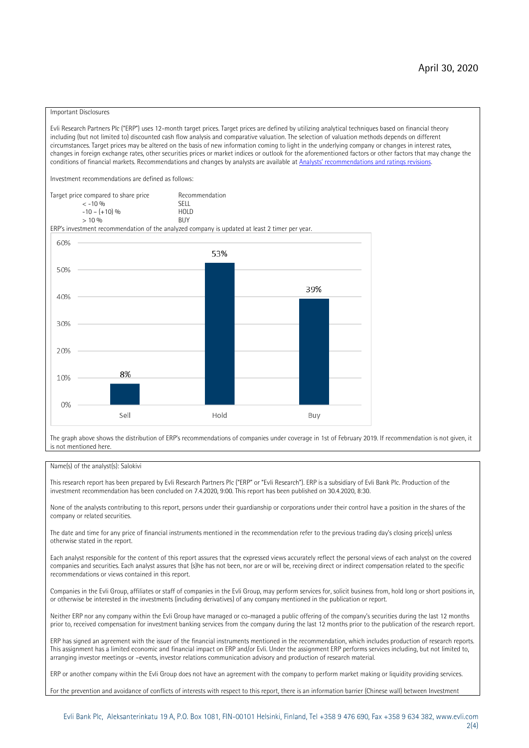April 30, 2020

Important Disclosures

Evli Research Partners Plc ("ERP") uses 12-month target prices. Target prices are defined by utilizing analytical techniques based on financial theory including (but not limited to) discounted cash flow analysis and comparative valuation. The selection of valuation methods depends on different circumstances. Target prices may be altered on the basis of new information coming to light in the underlying company or changes in interest rates, changes in foreign exchange rates, other securities prices or market indices or outlook for the aforementioned factors or other factors that may change the conditions of financial markets. Recommendations and changes by analysts are available at [Analysts' recommendations and ratings revisions](Analysts' recommendations and ratings revisions).

Investment recommendations are defined as follows:

| Target price compared to share price | Recommendation |
| --- | --- |
| < -10 % | SELL |
| -10 – (+10) % | HOLD |
| > 10 % | BUY |

ERP's investment recommendation of the analyzed company is updated at least 2 timer per year.

| | Sell | Hold | Buy |
| --- | --- | --- | --- |
| | 8% | 53% | 39% |

The graph above shows the distribution of ERP's recommendations of companies under coverage in 1st of February 2019. If recommendation is not given, it is not mentioned here.

Name(s) of the analyst(s): Salokivi

This research report has been prepared by Evli Research Partners Plc ("ERP" or "Evli Research"). ERP is a subsidiary of Evli Bank Plc. Production of the investment recommendation has been concluded on 7.4.2020, 9:00. This report has been published on 30.4.2020, 8:30.

None of the analysts contributing to this report, persons under their guardianship or corporations under their control have a position in the shares of the company or related securities.

The date and time for any price of financial instruments mentioned in the recommendation refer to the previous trading day's closing price(s) unless otherwise stated in the report.

Each analyst responsible for the content of this report assures that the expressed views accurately reflect the personal views of each analyst on the covered companies and securities. Each analyst assures that (s)he has not been, nor are or will be, receiving direct or indirect compensation related to the specific recommendations or views contained in this report.

Companies in the Evli Group, affiliates or staff of companies in the Evli Group, may perform services for, solicit business from, hold long or short positions in, or otherwise be interested in the investments (including derivatives) of any company mentioned in the publication or report.

Neither ERP nor any company within the Evli Group have managed or co-managed a public offering of the company's securities during the last 12 months prior to, received compensation for investment banking services from the company during the last 12 months prior to the publication of the research report.

ERP has signed an agreement with the issuer of the financial instruments mentioned in the recommendation, which includes production of research reports. This assignment has a limited economic and financial impact on ERP and/or Evli. Under the assignment ERP performs services including, but not limited to, arranging investor meetings or –events, investor relations communication advisory and production of research material.

ERP or another company within the Evli Group does not have an agreement with the company to perform market making or liquidity providing services.

For the prevention and avoidance of conflicts of interests with respect to this report, there is an information barrier (Chinese wall) between Investment

Evli Bank Plc, Aleksanterinkatu 19 A, P.O. Box 1081, FIN-00101 Helsinki, Finland, Tel +358 9 476 690, Fax +358 9 634 382, www.evli.com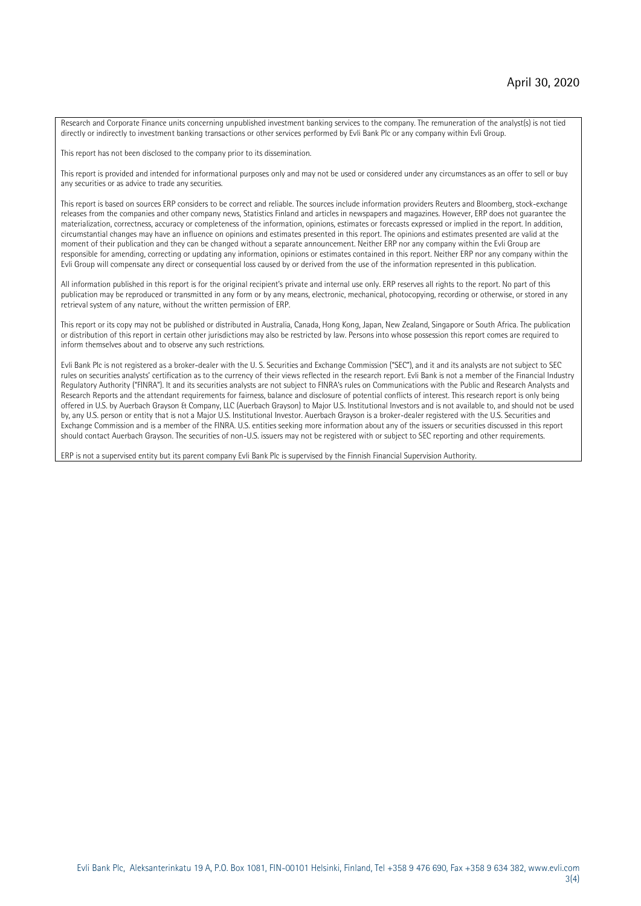Research and Corporate Finance units concerning unpublished investment banking services to the company. The remuneration of the analyst(s) is not tied directly or indirectly to investment banking transactions or other services performed by Evli Bank Plc or any company within Evli Group.

This report has not been disclosed to the company prior to its dissemination.

This report is provided and intended for informational purposes only and may not be used or considered under any circumstances as an offer to sell or buy any securities or as advice to trade any securities.

This report is based on sources ERP considers to be correct and reliable. The sources include information providers Reuters and Bloomberg, stock-exchange releases from the companies and other company news, Statistics Finland and articles in newspapers and magazines. However, ERP does not guarantee the materialization, correctness, accuracy or completeness of the information, opinions, estimates or forecasts expressed or implied in the report. In addition, circumstantial changes may have an influence on opinions and estimates presented in this report. The opinions and estimates presented are valid at the moment of their publication and they can be changed without a separate announcement. Neither ERP nor any company within the Evli Group are responsible for amending, correcting or updating any information, opinions or estimates contained in this report. Neither ERP nor any company within the Evli Group will compensate any direct or consequential loss caused by or derived from the use of the information represented in this publication.

All information published in this report is for the original recipient's private and internal use only. ERP reserves all rights to the report. No part of this publication may be reproduced or transmitted in any form or by any means, electronic, mechanical, photocopying, recording or otherwise, or stored in any retrieval system of any nature, without the written permission of ERP.

This report or its copy may not be published or distributed in Australia, Canada, Hong Kong, Japan, New Zealand, Singapore or South Africa. The publication or distribution of this report in certain other jurisdictions may also be restricted by law. Persons into whose possession this report comes are required to inform themselves about and to observe any such restrictions.

Evli Bank Plc is not registered as a broker-dealer with the U. S. Securities and Exchange Commission ("SEC"), and it and its analysts are not subject to SEC rules on securities analysts' certification as to the currency of their views reflected in the research report. Evli Bank is not a member of the Financial Industry Regulatory Authority ("FINRA"). It and its securities analysts are not subject to FINRA's rules on Communications with the Public and Research Analysts and Research Reports and the attendant requirements for fairness, balance and disclosure of potential conflicts of interest. This research report is only being offered in U.S. by Auerbach Grayson & Company, LLC (Auerbach Grayson) to Major U.S. Institutional Investors and is not available to, and should not be used by, any U.S. person or entity that is not a Major U.S. Institutional Investor. Auerbach Grayson is a broker-dealer registered with the U.S. Securities and Exchange Commission and is a member of the FINRA. U.S. entities seeking more information about any of the issuers or securities discussed in this report should contact Auerbach Grayson. The securities of non-U.S. issuers may not be registered with or subject to SEC reporting and other requirements.

ERP is not a supervised entity but its parent company Evli Bank Plc is supervised by the Finnish Financial Supervision Authority.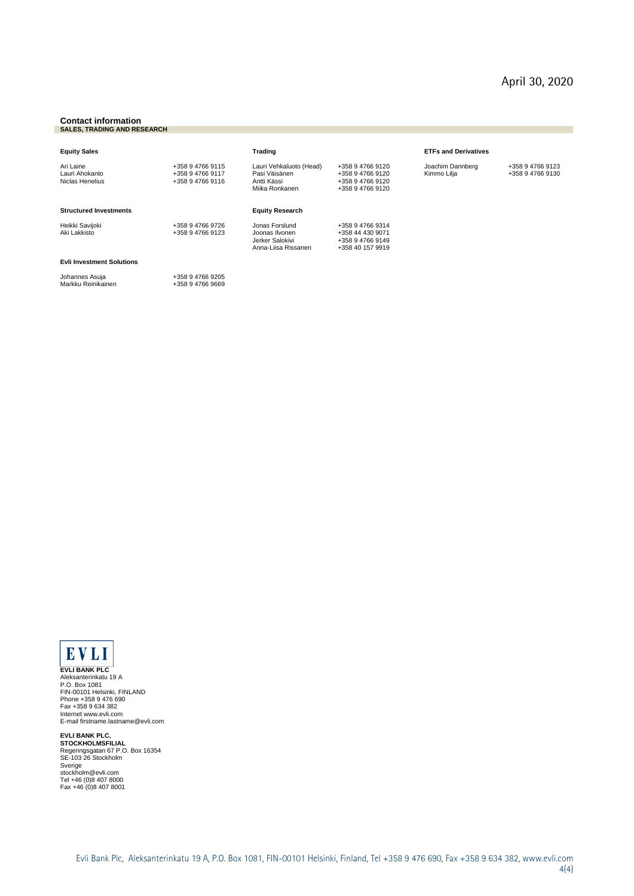April 30, 2020

## Contact information

**SALES, TRADING AND RESEARCH**

**Equity Sales**

| | |
|---|---|
| Ari Laine | +358 9 4766 9115 |
| Lauri Ahokanto | +358 9 4766 9117 |
| Niclas Henelius | +358 9 4766 9116 |

**Trading**

| | |
|---|---|
| Lauri Vehkaluoto (Head) | +358 9 4766 9120 |
| Pasi Väisänen | +358 9 4766 9120 |
| Antti Kässi | +358 9 4766 9120 |
| Miika Ronkanen | +358 9 4766 9120 |

**ETFs and Derivatives**

| | |
|---|---|
| Joachim Dannberg | +358 9 4766 9123 |
| Kimmo Lilja | +358 9 4766 9130 |

**Structured Investments**

| | |
|---|---|
| Heikki Savijoki | +358 9 4766 9726 |
| Aki Lakkisto | +358 9 4766 9123 |

**Equity Research**

| | |
|---|---|
| Jonas Forslund | +358 9 4766 9314 |
| Joonas Ilvonen | +358 44 430 9071 |
| Jerker Salokivi | +358 9 4766 9149 |
| Anna-Liisa Rissanen | +358 40 157 9919 |

**Evli Investment Solutions**

| | |
|---|---|
| Johannes Asuja | +358 9 4766 9205 |
| Markku Reinikainen | +358 9 4766 9669 |

EVLI

**EVLI BANK PLC**
Aleksanterinkatu 19 A
P.O. Box 1081
FIN-00101 Helsinki, FINLAND
Phone +358 9 476 690
Fax +358 9 634 382
Internet www.evli.com
E-mail firstname.lastname@evli.com

**EVLI BANK PLC, STOCKHOLMSFILIAL**
Regeringsgatan 67 P.O. Box 16354
SE-103 26 Stockholm
Sverige
stockholm@evli.com
Tel +46 (0)8 407 8000
Fax +46 (0)8 407 8001